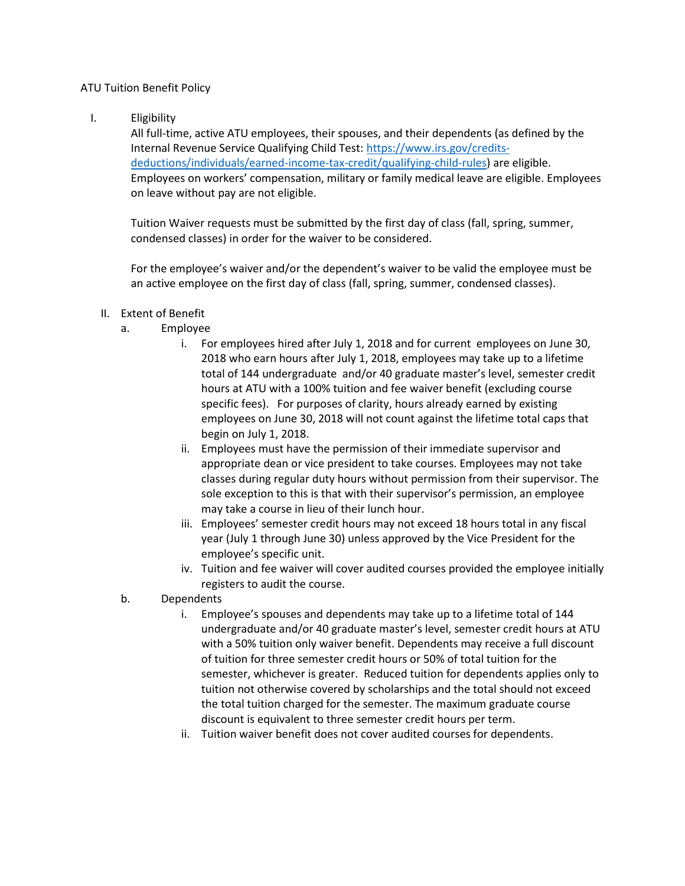ATU Tuition Benefit Policy

I. Eligibility

All full-time, active ATU employees, their spouses, and their dependents (as defined by the Internal Revenue Service Qualifying Child Test: [https://www.irs.gov/credits-deductions/individuals/earned-income-tax-credit/qualifying-child-rules](https://www.irs.gov/credits-deductions/individuals/earned-income-tax-credit/qualifying-child-rules)) are eligible. Employees on workers' compensation, military or family medical leave are eligible. Employees on leave without pay are not eligible.

Tuition Waiver requests must be submitted by the first day of class (fall, spring, summer, condensed classes) in order for the waiver to be considered.

For the employee's waiver and/or the dependent's waiver to be valid the employee must be an active employee on the first day of class (fall, spring, summer, condensed classes).

II. Extent of Benefit

a. Employee

   i. For employees hired after July 1, 2018 and for current employees on June 30, 2018 who earn hours after July 1, 2018, employees may take up to a lifetime total of 144 undergraduate and/or 40 graduate master's level, semester credit hours at ATU with a 100% tuition and fee waiver benefit (excluding course specific fees). For purposes of clarity, hours already earned by existing employees on June 30, 2018 will not count against the lifetime total caps that begin on July 1, 2018.

   ii. Employees must have the permission of their immediate supervisor and appropriate dean or vice president to take courses. Employees may not take classes during regular duty hours without permission from their supervisor. The sole exception to this is that with their supervisor's permission, an employee may take a course in lieu of their lunch hour.

   iii. Employees' semester credit hours may not exceed 18 hours total in any fiscal year (July 1 through June 30) unless approved by the Vice President for the employee's specific unit.

   iv. Tuition and fee waiver will cover audited courses provided the employee initially registers to audit the course.

b. Dependents

   i. Employee's spouses and dependents may take up to a lifetime total of 144 undergraduate and/or 40 graduate master's level, semester credit hours at ATU with a 50% tuition only waiver benefit. Dependents may receive a full discount of tuition for three semester credit hours or 50% of total tuition for the semester, whichever is greater. Reduced tuition for dependents applies only to tuition not otherwise covered by scholarships and the total should not exceed the total tuition charged for the semester. The maximum graduate course discount is equivalent to three semester credit hours per term.

   ii. Tuition waiver benefit does not cover audited courses for dependents.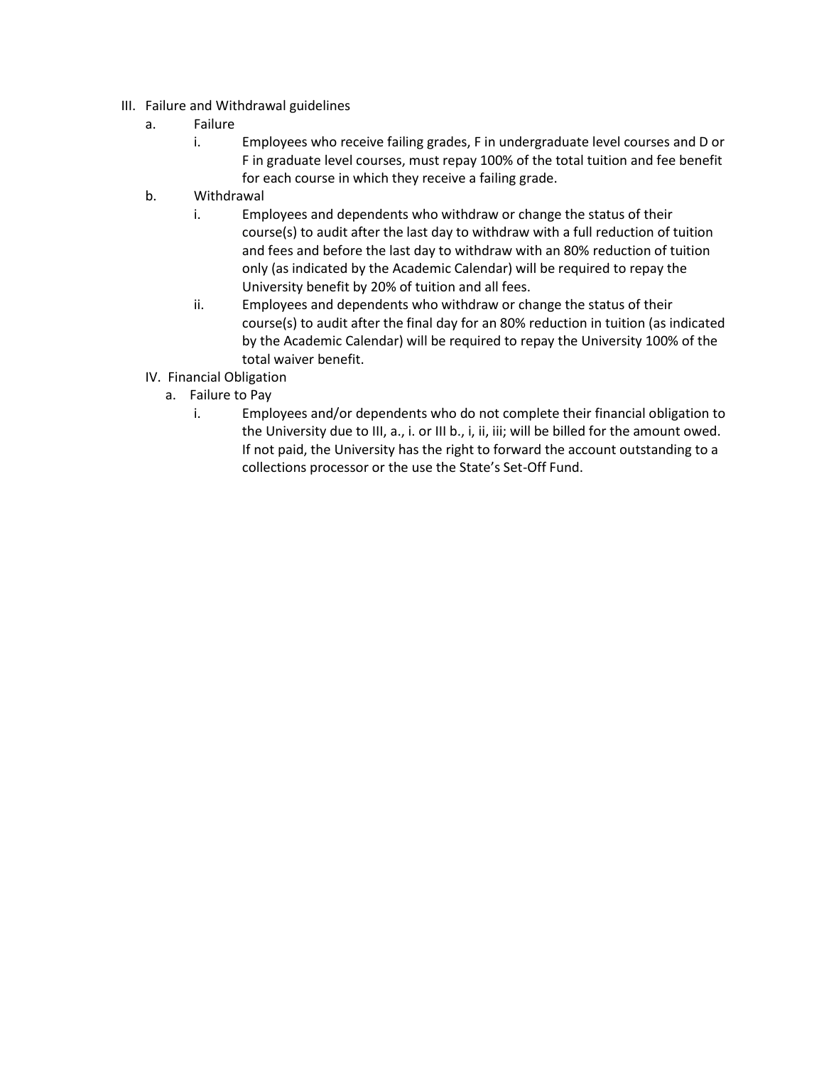III. Failure and Withdrawal guidelines
   a. Failure
      i. Employees who receive failing grades, F in undergraduate level courses and D or F in graduate level courses, must repay 100% of the total tuition and fee benefit for each course in which they receive a failing grade.
   b. Withdrawal
      i. Employees and dependents who withdraw or change the status of their course(s) to audit after the last day to withdraw with a full reduction of tuition and fees and before the last day to withdraw with an 80% reduction of tuition only (as indicated by the Academic Calendar) will be required to repay the University benefit by 20% of tuition and all fees.
      ii. Employees and dependents who withdraw or change the status of their course(s) to audit after the final day for an 80% reduction in tuition (as indicated by the Academic Calendar) will be required to repay the University 100% of the total waiver benefit.

IV. Financial Obligation
   a. Failure to Pay
      i. Employees and/or dependents who do not complete their financial obligation to the University due to III, a., i. or III b., i, ii, iii; will be billed for the amount owed. If not paid, the University has the right to forward the account outstanding to a collections processor or the use the State's Set-Off Fund.